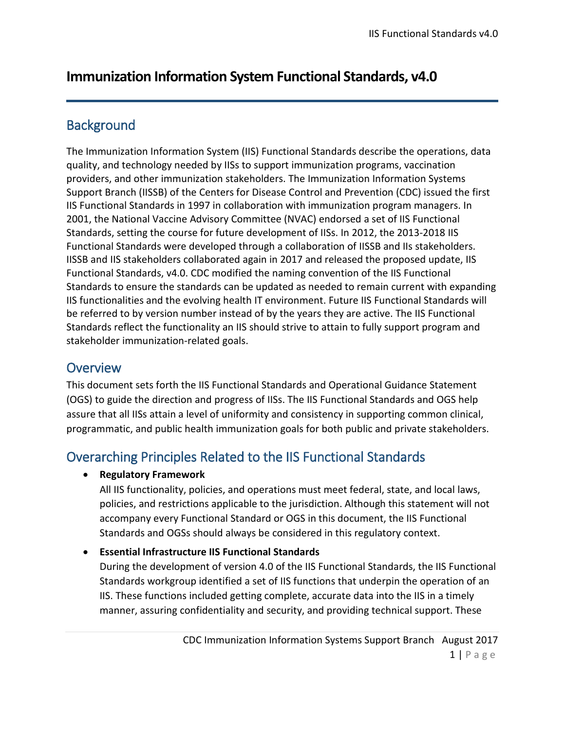# Immunization Information System Functional Standards, v4.0

## Background

The Immunization Information System (IIS) Functional Standards describe the operations, data quality, and technology needed by IISs to support immunization programs, vaccination providers, and other immunization stakeholders. The Immunization Information Systems Support Branch (IISSB) of the Centers for Disease Control and Prevention (CDC) issued the first IIS Functional Standards in 1997 in collaboration with immunization program managers. In 2001, the National Vaccine Advisory Committee (NVAC) endorsed a set of IIS Functional Standards, setting the course for future development of IISs. In 2012, the 2013-2018 IIS Functional Standards were developed through a collaboration of IISSB and IIs stakeholders. IISSB and IIS stakeholders collaborated again in 2017 and released the proposed update, IIS Functional Standards, v4.0. CDC modified the naming convention of the IIS Functional Standards to ensure the standards can be updated as needed to remain current with expanding IIS functionalities and the evolving health IT environment. Future IIS Functional Standards will be referred to by version number instead of by the years they are active. The IIS Functional Standards reflect the functionality an IIS should strive to attain to fully support program and stakeholder immunization-related goals.

## Overview

This document sets forth the IIS Functional Standards and Operational Guidance Statement (OGS) to guide the direction and progress of IISs. The IIS Functional Standards and OGS help assure that all IISs attain a level of uniformity and consistency in supporting common clinical, programmatic, and public health immunization goals for both public and private stakeholders.

## Overarching Principles Related to the IIS Functional Standards

- **Regulatory Framework**
  All IIS functionality, policies, and operations must meet federal, state, and local laws, policies, and restrictions applicable to the jurisdiction. Although this statement will not accompany every Functional Standard or OGS in this document, the IIS Functional Standards and OGSs should always be considered in this regulatory context.

- **Essential Infrastructure IIS Functional Standards**
  During the development of version 4.0 of the IIS Functional Standards, the IIS Functional Standards workgroup identified a set of IIS functions that underpin the operation of an IIS. These functions included getting complete, accurate data into the IIS in a timely manner, assuring confidentiality and security, and providing technical support. These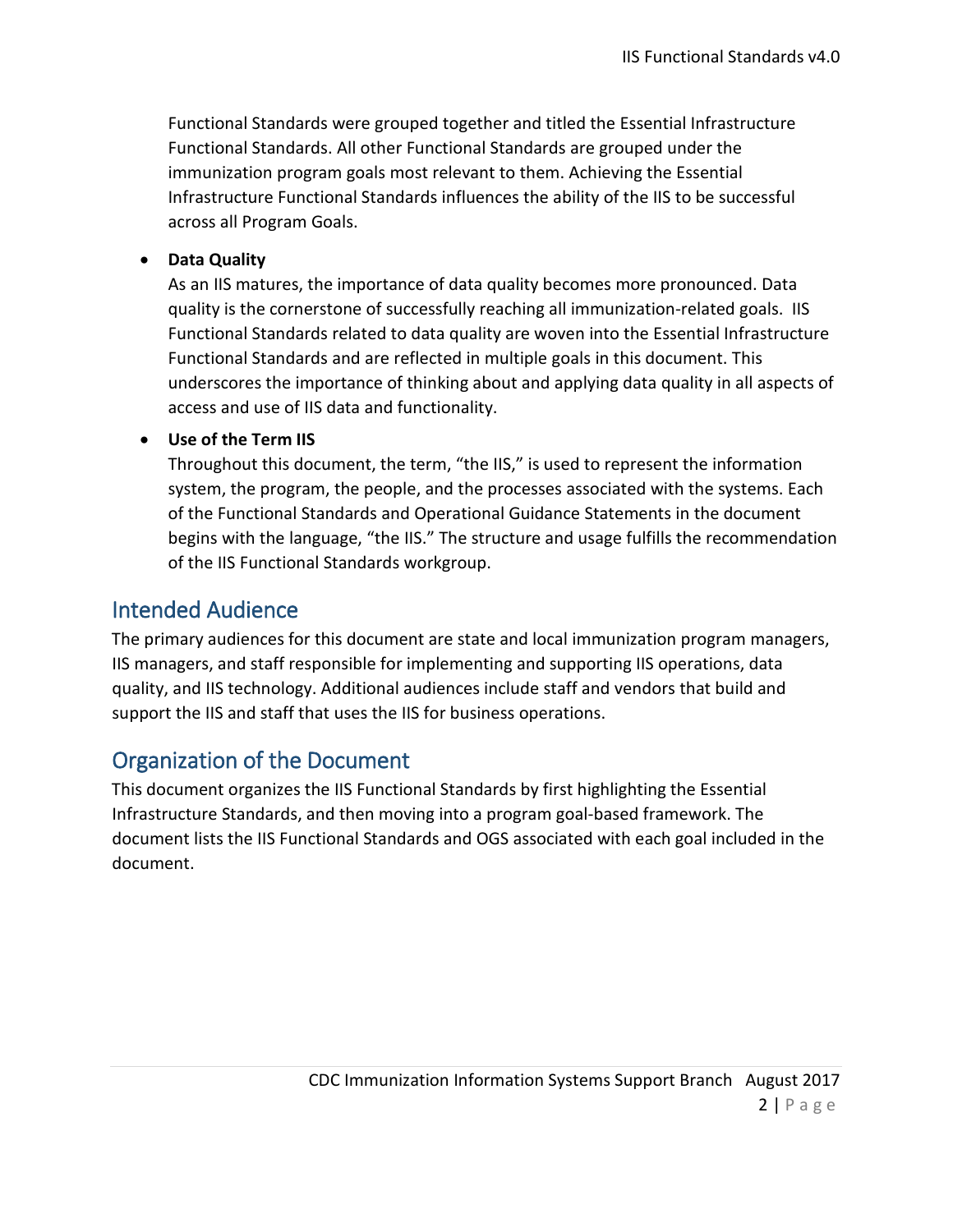Functional Standards were grouped together and titled the Essential Infrastructure Functional Standards. All other Functional Standards are grouped under the immunization program goals most relevant to them. Achieving the Essential Infrastructure Functional Standards influences the ability of the IIS to be successful across all Program Goals.

- **Data Quality**
  As an IIS matures, the importance of data quality becomes more pronounced. Data quality is the cornerstone of successfully reaching all immunization-related goals. IIS Functional Standards related to data quality are woven into the Essential Infrastructure Functional Standards and are reflected in multiple goals in this document. This underscores the importance of thinking about and applying data quality in all aspects of access and use of IIS data and functionality.

- **Use of the Term IIS**
  Throughout this document, the term, "the IIS," is used to represent the information system, the program, the people, and the processes associated with the systems. Each of the Functional Standards and Operational Guidance Statements in the document begins with the language, "the IIS." The structure and usage fulfills the recommendation of the IIS Functional Standards workgroup.

## Intended Audience

The primary audiences for this document are state and local immunization program managers, IIS managers, and staff responsible for implementing and supporting IIS operations, data quality, and IIS technology. Additional audiences include staff and vendors that build and support the IIS and staff that uses the IIS for business operations.

## Organization of the Document

This document organizes the IIS Functional Standards by first highlighting the Essential Infrastructure Standards, and then moving into a program goal-based framework. The document lists the IIS Functional Standards and OGS associated with each goal included in the document.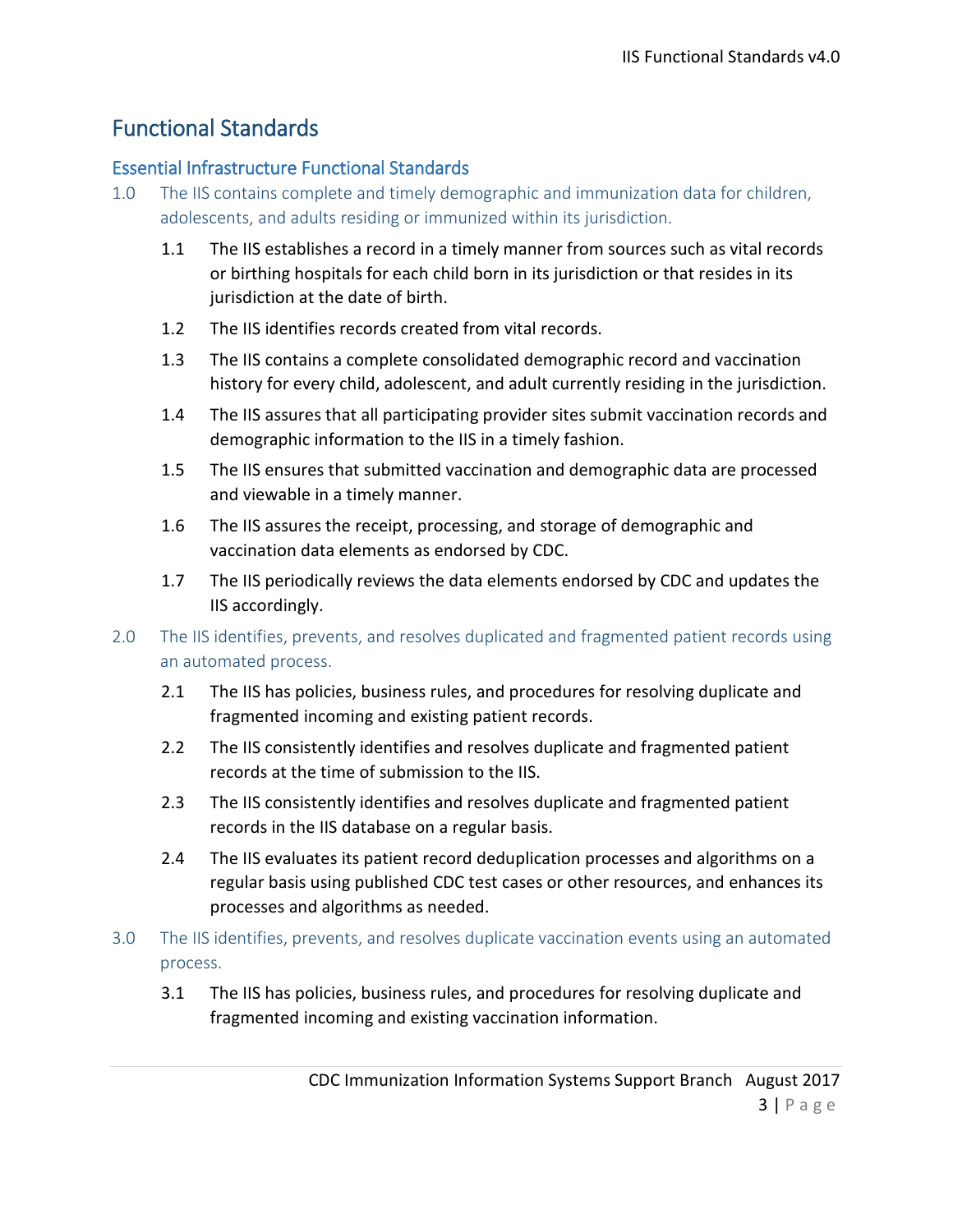# Functional Standards

## Essential Infrastructure Functional Standards

1.0 The IIS contains complete and timely demographic and immunization data for children, adolescents, and adults residing or immunized within its jurisdiction.

- 1.1 The IIS establishes a record in a timely manner from sources such as vital records or birthing hospitals for each child born in its jurisdiction or that resides in its jurisdiction at the date of birth.
- 1.2 The IIS identifies records created from vital records.
- 1.3 The IIS contains a complete consolidated demographic record and vaccination history for every child, adolescent, and adult currently residing in the jurisdiction.
- 1.4 The IIS assures that all participating provider sites submit vaccination records and demographic information to the IIS in a timely fashion.
- 1.5 The IIS ensures that submitted vaccination and demographic data are processed and viewable in a timely manner.
- 1.6 The IIS assures the receipt, processing, and storage of demographic and vaccination data elements as endorsed by CDC.
- 1.7 The IIS periodically reviews the data elements endorsed by CDC and updates the IIS accordingly.

2.0 The IIS identifies, prevents, and resolves duplicated and fragmented patient records using an automated process.

- 2.1 The IIS has policies, business rules, and procedures for resolving duplicate and fragmented incoming and existing patient records.
- 2.2 The IIS consistently identifies and resolves duplicate and fragmented patient records at the time of submission to the IIS.
- 2.3 The IIS consistently identifies and resolves duplicate and fragmented patient records in the IIS database on a regular basis.
- 2.4 The IIS evaluates its patient record deduplication processes and algorithms on a regular basis using published CDC test cases or other resources, and enhances its processes and algorithms as needed.

3.0 The IIS identifies, prevents, and resolves duplicate vaccination events using an automated process.

- 3.1 The IIS has policies, business rules, and procedures for resolving duplicate and fragmented incoming and existing vaccination information.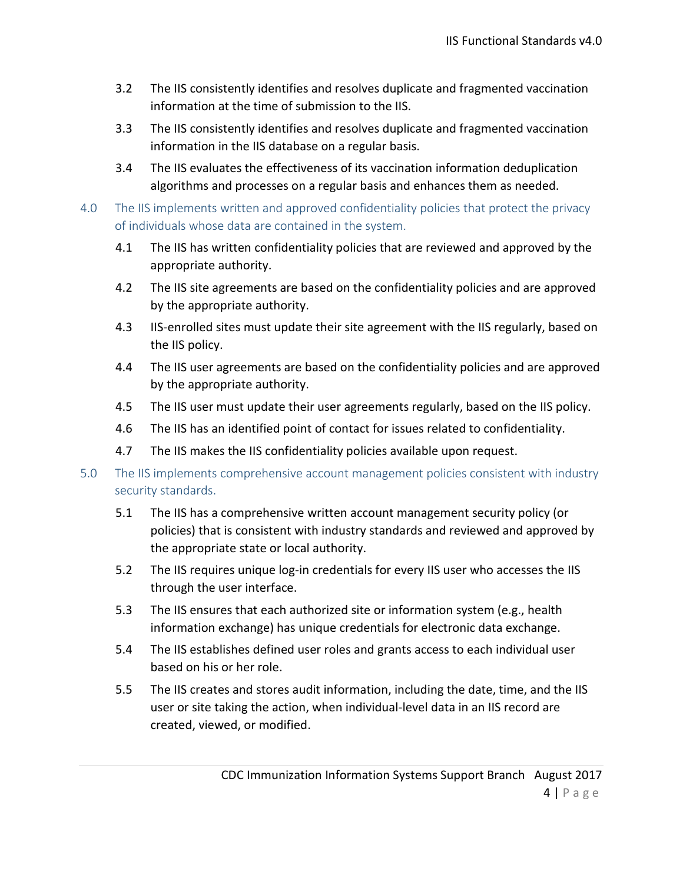3.2 The IIS consistently identifies and resolves duplicate and fragmented vaccination information at the time of submission to the IIS.

3.3 The IIS consistently identifies and resolves duplicate and fragmented vaccination information in the IIS database on a regular basis.

3.4 The IIS evaluates the effectiveness of its vaccination information deduplication algorithms and processes on a regular basis and enhances them as needed.

## 4.0 The IIS implements written and approved confidentiality policies that protect the privacy of individuals whose data are contained in the system.

4.1 The IIS has written confidentiality policies that are reviewed and approved by the appropriate authority.

4.2 The IIS site agreements are based on the confidentiality policies and are approved by the appropriate authority.

4.3 IIS-enrolled sites must update their site agreement with the IIS regularly, based on the IIS policy.

4.4 The IIS user agreements are based on the confidentiality policies and are approved by the appropriate authority.

4.5 The IIS user must update their user agreements regularly, based on the IIS policy.

4.6 The IIS has an identified point of contact for issues related to confidentiality.

4.7 The IIS makes the IIS confidentiality policies available upon request.

## 5.0 The IIS implements comprehensive account management policies consistent with industry security standards.

5.1 The IIS has a comprehensive written account management security policy (or policies) that is consistent with industry standards and reviewed and approved by the appropriate state or local authority.

5.2 The IIS requires unique log-in credentials for every IIS user who accesses the IIS through the user interface.

5.3 The IIS ensures that each authorized site or information system (e.g., health information exchange) has unique credentials for electronic data exchange.

5.4 The IIS establishes defined user roles and grants access to each individual user based on his or her role.

5.5 The IIS creates and stores audit information, including the date, time, and the IIS user or site taking the action, when individual-level data in an IIS record are created, viewed, or modified.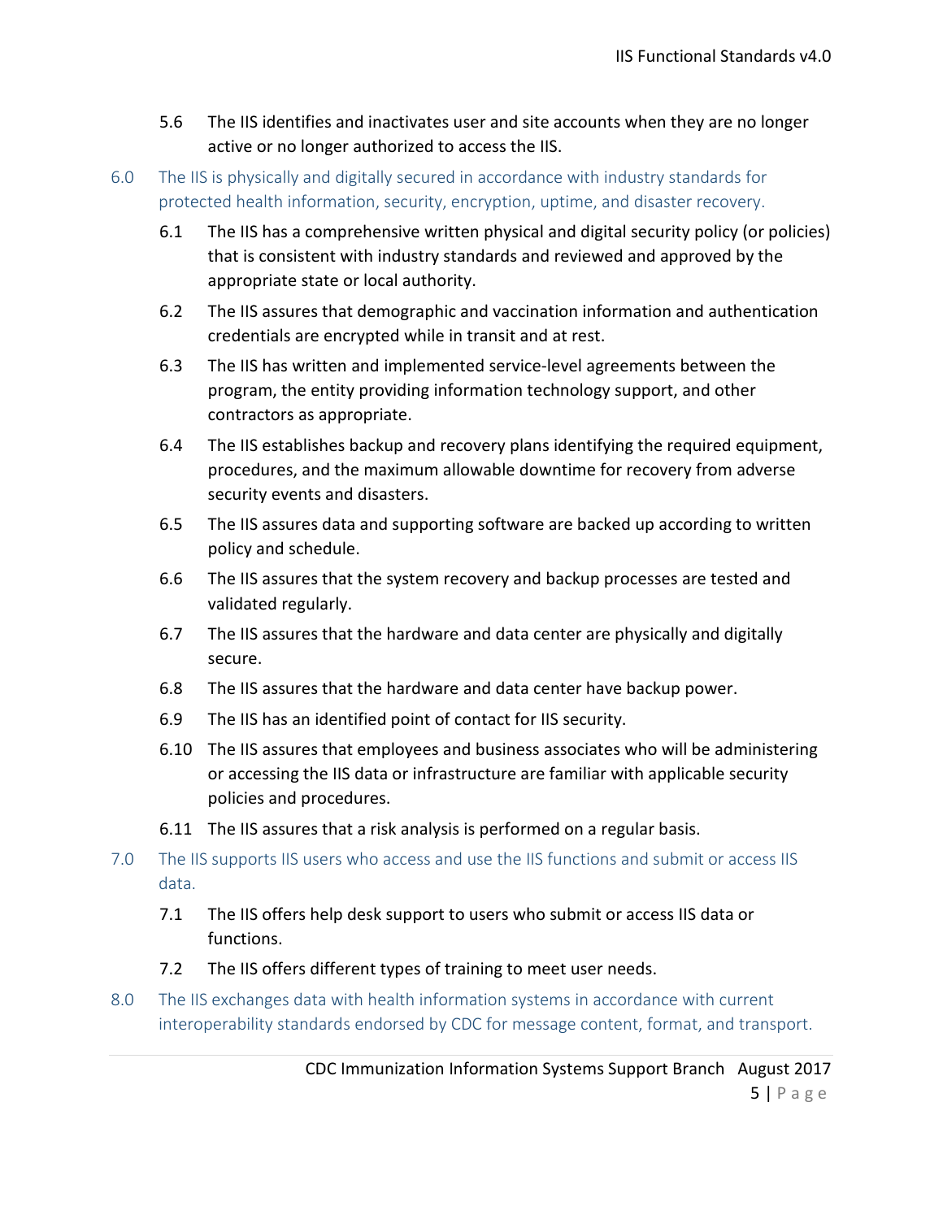5.6 The IIS identifies and inactivates user and site accounts when they are no longer active or no longer authorized to access the IIS.

6.0 The IIS is physically and digitally secured in accordance with industry standards for protected health information, security, encryption, uptime, and disaster recovery.

- 6.1 The IIS has a comprehensive written physical and digital security policy (or policies) that is consistent with industry standards and reviewed and approved by the appropriate state or local authority.
- 6.2 The IIS assures that demographic and vaccination information and authentication credentials are encrypted while in transit and at rest.
- 6.3 The IIS has written and implemented service-level agreements between the program, the entity providing information technology support, and other contractors as appropriate.
- 6.4 The IIS establishes backup and recovery plans identifying the required equipment, procedures, and the maximum allowable downtime for recovery from adverse security events and disasters.
- 6.5 The IIS assures data and supporting software are backed up according to written policy and schedule.
- 6.6 The IIS assures that the system recovery and backup processes are tested and validated regularly.
- 6.7 The IIS assures that the hardware and data center are physically and digitally secure.
- 6.8 The IIS assures that the hardware and data center have backup power.
- 6.9 The IIS has an identified point of contact for IIS security.
- 6.10 The IIS assures that employees and business associates who will be administering or accessing the IIS data or infrastructure are familiar with applicable security policies and procedures.
- 6.11 The IIS assures that a risk analysis is performed on a regular basis.

7.0 The IIS supports IIS users who access and use the IIS functions and submit or access IIS data.

- 7.1 The IIS offers help desk support to users who submit or access IIS data or functions.
- 7.2 The IIS offers different types of training to meet user needs.

8.0 The IIS exchanges data with health information systems in accordance with current interoperability standards endorsed by CDC for message content, format, and transport.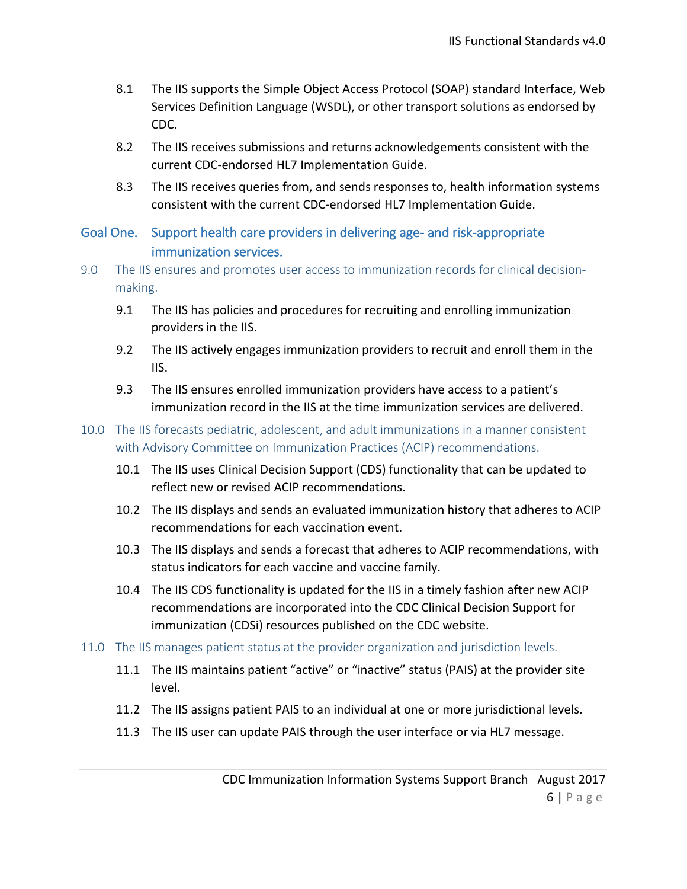8.1 The IIS supports the Simple Object Access Protocol (SOAP) standard Interface, Web Services Definition Language (WSDL), or other transport solutions as endorsed by CDC.

8.2 The IIS receives submissions and returns acknowledgements consistent with the current CDC-endorsed HL7 Implementation Guide.

8.3 The IIS receives queries from, and sends responses to, health information systems consistent with the current CDC-endorsed HL7 Implementation Guide.

## Goal One. Support health care providers in delivering age- and risk-appropriate immunization services.

### 9.0 The IIS ensures and promotes user access to immunization records for clinical decision-making.

9.1 The IIS has policies and procedures for recruiting and enrolling immunization providers in the IIS.

9.2 The IIS actively engages immunization providers to recruit and enroll them in the IIS.

9.3 The IIS ensures enrolled immunization providers have access to a patient's immunization record in the IIS at the time immunization services are delivered.

### 10.0 The IIS forecasts pediatric, adolescent, and adult immunizations in a manner consistent with Advisory Committee on Immunization Practices (ACIP) recommendations.

10.1 The IIS uses Clinical Decision Support (CDS) functionality that can be updated to reflect new or revised ACIP recommendations.

10.2 The IIS displays and sends an evaluated immunization history that adheres to ACIP recommendations for each vaccination event.

10.3 The IIS displays and sends a forecast that adheres to ACIP recommendations, with status indicators for each vaccine and vaccine family.

10.4 The IIS CDS functionality is updated for the IIS in a timely fashion after new ACIP recommendations are incorporated into the CDC Clinical Decision Support for immunization (CDSi) resources published on the CDC website.

### 11.0 The IIS manages patient status at the provider organization and jurisdiction levels.

11.1 The IIS maintains patient "active" or "inactive" status (PAIS) at the provider site level.

11.2 The IIS assigns patient PAIS to an individual at one or more jurisdictional levels.

11.3 The IIS user can update PAIS through the user interface or via HL7 message.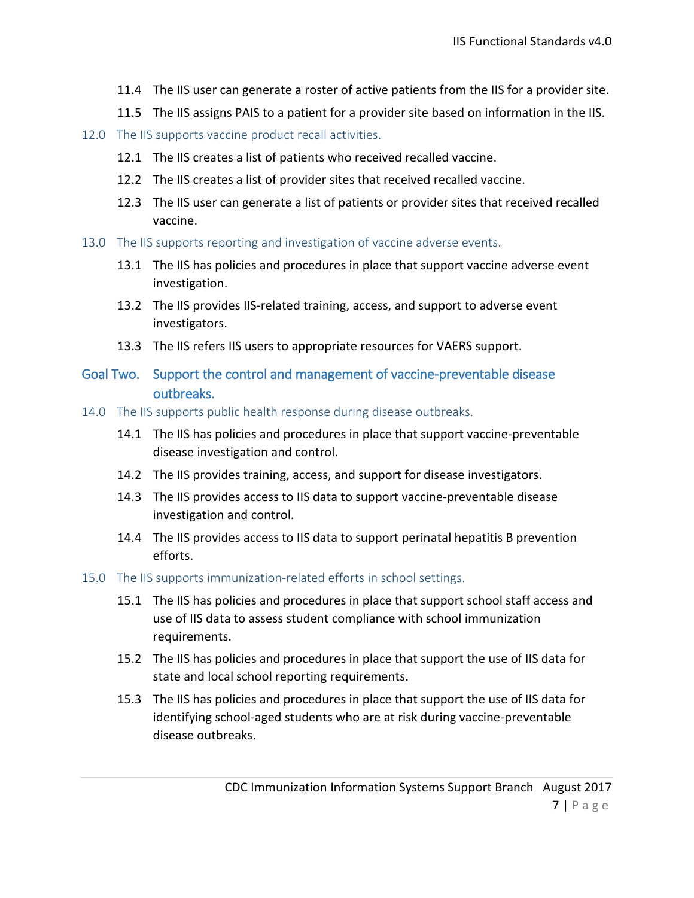11.4 The IIS user can generate a roster of active patients from the IIS for a provider site.

11.5 The IIS assigns PAIS to a patient for a provider site based on information in the IIS.

### 12.0 The IIS supports vaccine product recall activities.

12.1 The IIS creates a list of patients who received recalled vaccine.

12.2 The IIS creates a list of provider sites that received recalled vaccine.

12.3 The IIS user can generate a list of patients or provider sites that received recalled vaccine.

### 13.0 The IIS supports reporting and investigation of vaccine adverse events.

13.1 The IIS has policies and procedures in place that support vaccine adverse event investigation.

13.2 The IIS provides IIS-related training, access, and support to adverse event investigators.

13.3 The IIS refers IIS users to appropriate resources for VAERS support.

## Goal Two. Support the control and management of vaccine-preventable disease outbreaks.

### 14.0 The IIS supports public health response during disease outbreaks.

14.1 The IIS has policies and procedures in place that support vaccine-preventable disease investigation and control.

14.2 The IIS provides training, access, and support for disease investigators.

14.3 The IIS provides access to IIS data to support vaccine-preventable disease investigation and control.

14.4 The IIS provides access to IIS data to support perinatal hepatitis B prevention efforts.

### 15.0 The IIS supports immunization-related efforts in school settings.

15.1 The IIS has policies and procedures in place that support school staff access and use of IIS data to assess student compliance with school immunization requirements.

15.2 The IIS has policies and procedures in place that support the use of IIS data for state and local school reporting requirements.

15.3 The IIS has policies and procedures in place that support the use of IIS data for identifying school-aged students who are at risk during vaccine-preventable disease outbreaks.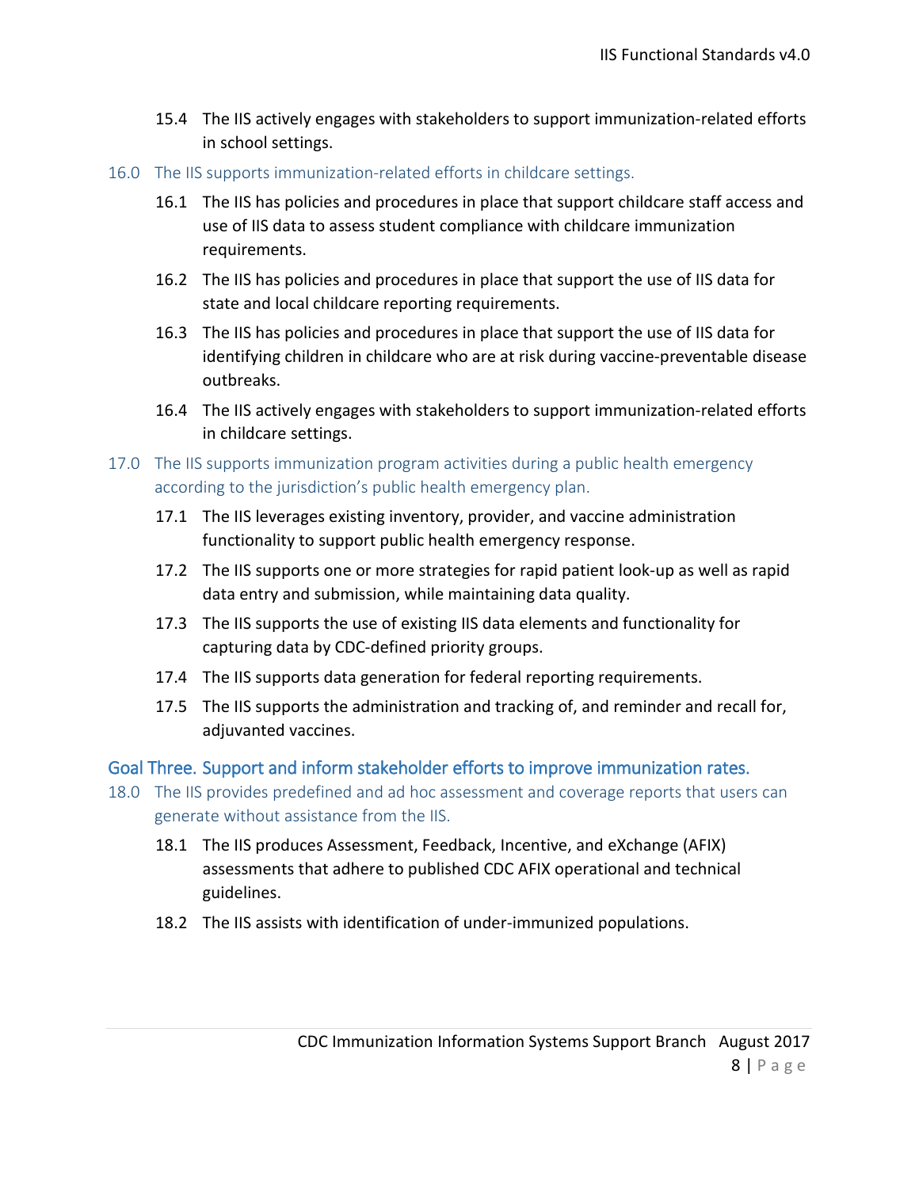15.4 The IIS actively engages with stakeholders to support immunization-related efforts in school settings.

### 16.0 The IIS supports immunization-related efforts in childcare settings.

16.1 The IIS has policies and procedures in place that support childcare staff access and use of IIS data to assess student compliance with childcare immunization requirements.

16.2 The IIS has policies and procedures in place that support the use of IIS data for state and local childcare reporting requirements.

16.3 The IIS has policies and procedures in place that support the use of IIS data for identifying children in childcare who are at risk during vaccine-preventable disease outbreaks.

16.4 The IIS actively engages with stakeholders to support immunization-related efforts in childcare settings.

### 17.0 The IIS supports immunization program activities during a public health emergency according to the jurisdiction's public health emergency plan.

17.1 The IIS leverages existing inventory, provider, and vaccine administration functionality to support public health emergency response.

17.2 The IIS supports one or more strategies for rapid patient look-up as well as rapid data entry and submission, while maintaining data quality.

17.3 The IIS supports the use of existing IIS data elements and functionality for capturing data by CDC-defined priority groups.

17.4 The IIS supports data generation for federal reporting requirements.

17.5 The IIS supports the administration and tracking of, and reminder and recall for, adjuvanted vaccines.

## Goal Three. Support and inform stakeholder efforts to improve immunization rates.

### 18.0 The IIS provides predefined and ad hoc assessment and coverage reports that users can generate without assistance from the IIS.

18.1 The IIS produces Assessment, Feedback, Incentive, and eXchange (AFIX) assessments that adhere to published CDC AFIX operational and technical guidelines.

18.2 The IIS assists with identification of under-immunized populations.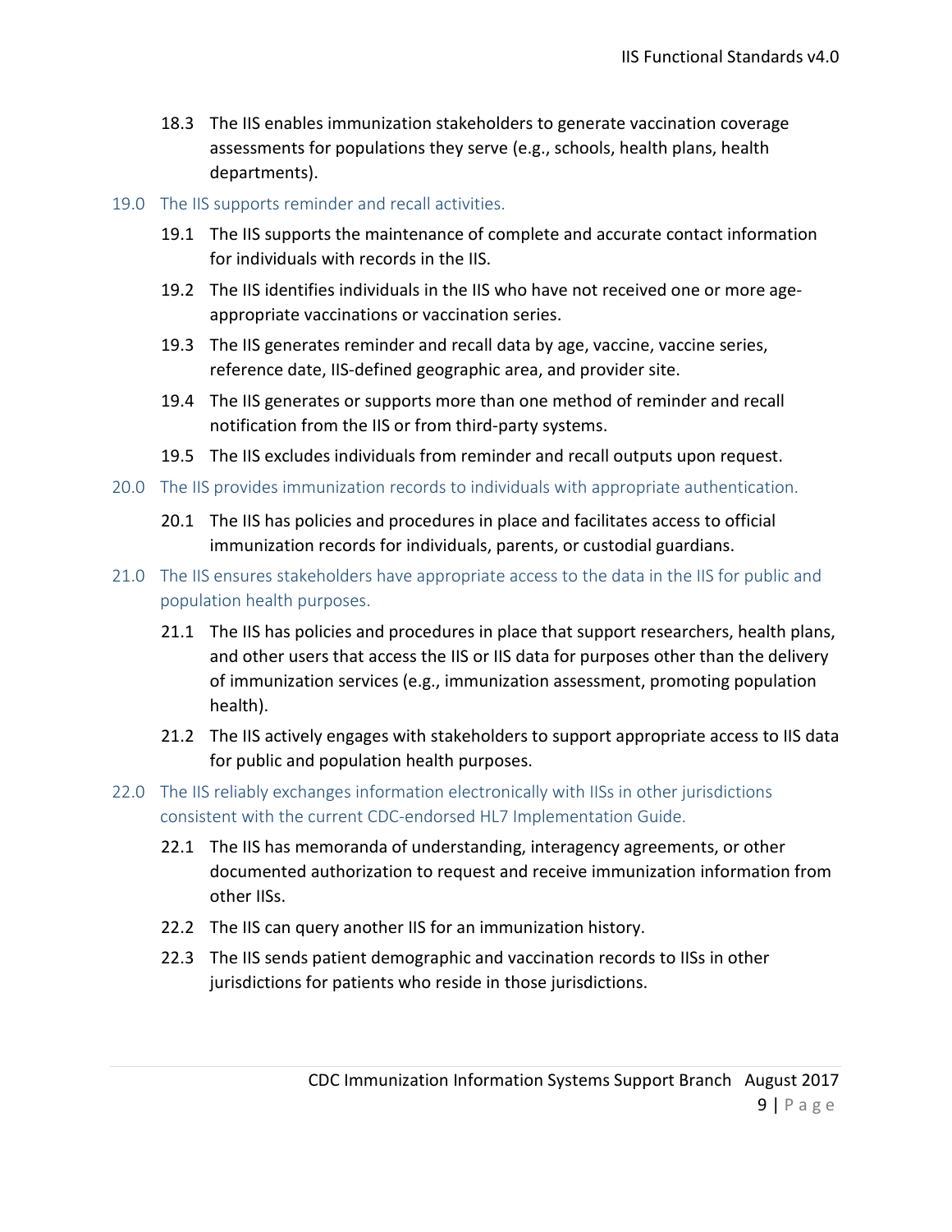18.3 The IIS enables immunization stakeholders to generate vaccination coverage assessments for populations they serve (e.g., schools, health plans, health departments).

### 19.0 The IIS supports reminder and recall activities.

19.1 The IIS supports the maintenance of complete and accurate contact information for individuals with records in the IIS.

19.2 The IIS identifies individuals in the IIS who have not received one or more age-appropriate vaccinations or vaccination series.

19.3 The IIS generates reminder and recall data by age, vaccine, vaccine series, reference date, IIS-defined geographic area, and provider site.

19.4 The IIS generates or supports more than one method of reminder and recall notification from the IIS or from third-party systems.

19.5 The IIS excludes individuals from reminder and recall outputs upon request.

### 20.0 The IIS provides immunization records to individuals with appropriate authentication.

20.1 The IIS has policies and procedures in place and facilitates access to official immunization records for individuals, parents, or custodial guardians.

### 21.0 The IIS ensures stakeholders have appropriate access to the data in the IIS for public and population health purposes.

21.1 The IIS has policies and procedures in place that support researchers, health plans, and other users that access the IIS or IIS data for purposes other than the delivery of immunization services (e.g., immunization assessment, promoting population health).

21.2 The IIS actively engages with stakeholders to support appropriate access to IIS data for public and population health purposes.

### 22.0 The IIS reliably exchanges information electronically with IISs in other jurisdictions consistent with the current CDC-endorsed HL7 Implementation Guide.

22.1 The IIS has memoranda of understanding, interagency agreements, or other documented authorization to request and receive immunization information from other IISs.

22.2 The IIS can query another IIS for an immunization history.

22.3 The IIS sends patient demographic and vaccination records to IISs in other jurisdictions for patients who reside in those jurisdictions.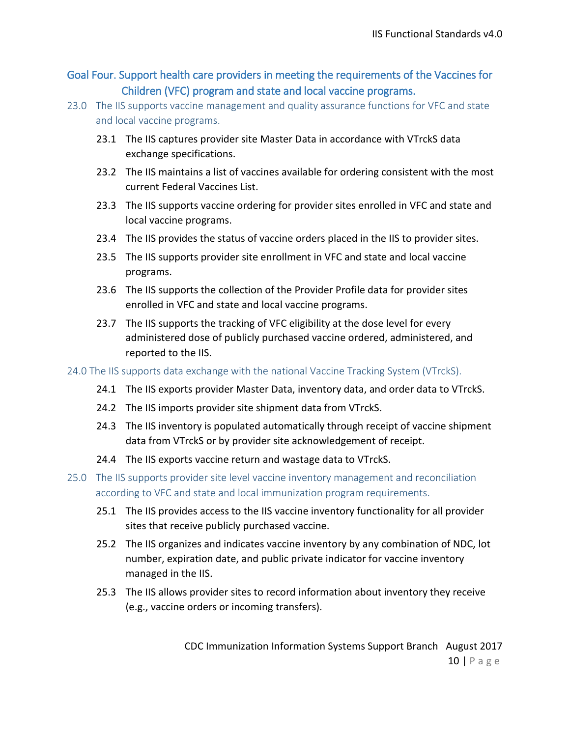## Goal Four. Support health care providers in meeting the requirements of the Vaccines for Children (VFC) program and state and local vaccine programs.

### 23.0 The IIS supports vaccine management and quality assurance functions for VFC and state and local vaccine programs.

23.1 The IIS captures provider site Master Data in accordance with VTrckS data exchange specifications.

23.2 The IIS maintains a list of vaccines available for ordering consistent with the most current Federal Vaccines List.

23.3 The IIS supports vaccine ordering for provider sites enrolled in VFC and state and local vaccine programs.

23.4 The IIS provides the status of vaccine orders placed in the IIS to provider sites.

23.5 The IIS supports provider site enrollment in VFC and state and local vaccine programs.

23.6 The IIS supports the collection of the Provider Profile data for provider sites enrolled in VFC and state and local vaccine programs.

23.7 The IIS supports the tracking of VFC eligibility at the dose level for every administered dose of publicly purchased vaccine ordered, administered, and reported to the IIS.

### 24.0 The IIS supports data exchange with the national Vaccine Tracking System (VTrckS).

24.1 The IIS exports provider Master Data, inventory data, and order data to VTrckS.

24.2 The IIS imports provider site shipment data from VTrckS.

24.3 The IIS inventory is populated automatically through receipt of vaccine shipment data from VTrckS or by provider site acknowledgement of receipt.

24.4 The IIS exports vaccine return and wastage data to VTrckS.

### 25.0 The IIS supports provider site level vaccine inventory management and reconciliation according to VFC and state and local immunization program requirements.

25.1 The IIS provides access to the IIS vaccine inventory functionality for all provider sites that receive publicly purchased vaccine.

25.2 The IIS organizes and indicates vaccine inventory by any combination of NDC, lot number, expiration date, and public private indicator for vaccine inventory managed in the IIS.

25.3 The IIS allows provider sites to record information about inventory they receive (e.g., vaccine orders or incoming transfers).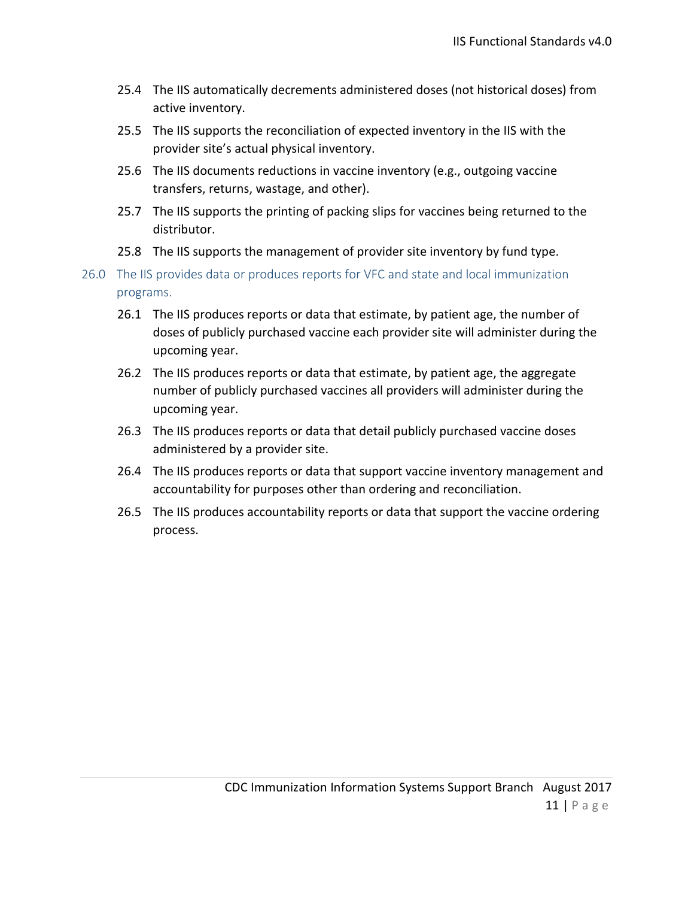25.4 The IIS automatically decrements administered doses (not historical doses) from active inventory.

25.5 The IIS supports the reconciliation of expected inventory in the IIS with the provider site's actual physical inventory.

25.6 The IIS documents reductions in vaccine inventory (e.g., outgoing vaccine transfers, returns, wastage, and other).

25.7 The IIS supports the printing of packing slips for vaccines being returned to the distributor.

25.8 The IIS supports the management of provider site inventory by fund type.

### 26.0 The IIS provides data or produces reports for VFC and state and local immunization programs.

26.1 The IIS produces reports or data that estimate, by patient age, the number of doses of publicly purchased vaccine each provider site will administer during the upcoming year.

26.2 The IIS produces reports or data that estimate, by patient age, the aggregate number of publicly purchased vaccines all providers will administer during the upcoming year.

26.3 The IIS produces reports or data that detail publicly purchased vaccine doses administered by a provider site.

26.4 The IIS produces reports or data that support vaccine inventory management and accountability for purposes other than ordering and reconciliation.

26.5 The IIS produces accountability reports or data that support the vaccine ordering process.